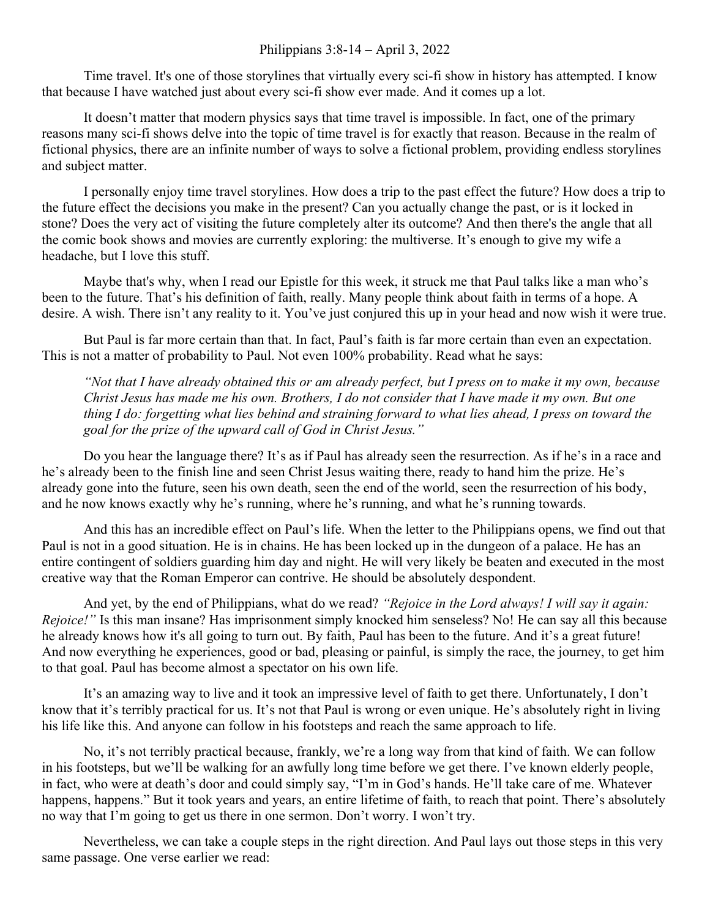Philippians 3:8-14 – April 3, 2022

Time travel. It's one of those storylines that virtually every sci-fi show in history has attempted. I know that because I have watched just about every sci-fi show ever made. And it comes up a lot.

It doesn't matter that modern physics says that time travel is impossible. In fact, one of the primary reasons many sci-fi shows delve into the topic of time travel is for exactly that reason. Because in the realm of fictional physics, there are an infinite number of ways to solve a fictional problem, providing endless storylines and subject matter.

I personally enjoy time travel storylines. How does a trip to the past effect the future? How does a trip to the future effect the decisions you make in the present? Can you actually change the past, or is it locked in stone? Does the very act of visiting the future completely alter its outcome? And then there's the angle that all the comic book shows and movies are currently exploring: the multiverse. It's enough to give my wife a headache, but I love this stuff.

Maybe that's why, when I read our Epistle for this week, it struck me that Paul talks like a man who's been to the future. That's his definition of faith, really. Many people think about faith in terms of a hope. A desire. A wish. There isn't any reality to it. You've just conjured this up in your head and now wish it were true.

But Paul is far more certain than that. In fact, Paul's faith is far more certain than even an expectation. This is not a matter of probability to Paul. Not even 100% probability. Read what he says:

> *"Not that I have already obtained this or am already perfect, but I press on to make it my own, because Christ Jesus has made me his own. Brothers, I do not consider that I have made it my own. But one thing I do: forgetting what lies behind and straining forward to what lies ahead, I press on toward the goal for the prize of the upward call of God in Christ Jesus."*

Do you hear the language there? It's as if Paul has already seen the resurrection. As if he's in a race and he's already been to the finish line and seen Christ Jesus waiting there, ready to hand him the prize. He's already gone into the future, seen his own death, seen the end of the world, seen the resurrection of his body, and he now knows exactly why he's running, where he's running, and what he's running towards.

And this has an incredible effect on Paul's life. When the letter to the Philippians opens, we find out that Paul is not in a good situation. He is in chains. He has been locked up in the dungeon of a palace. He has an entire contingent of soldiers guarding him day and night. He will very likely be beaten and executed in the most creative way that the Roman Emperor can contrive. He should be absolutely despondent.

And yet, by the end of Philippians, what do we read? *"Rejoice in the Lord always! I will say it again: Rejoice!"* Is this man insane? Has imprisonment simply knocked him senseless? No! He can say all this because he already knows how it's all going to turn out. By faith, Paul has been to the future. And it's a great future! And now everything he experiences, good or bad, pleasing or painful, is simply the race, the journey, to get him to that goal. Paul has become almost a spectator on his own life.

It's an amazing way to live and it took an impressive level of faith to get there. Unfortunately, I don't know that it's terribly practical for us. It's not that Paul is wrong or even unique. He's absolutely right in living his life like this. And anyone can follow in his footsteps and reach the same approach to life.

No, it's not terribly practical because, frankly, we're a long way from that kind of faith. We can follow in his footsteps, but we'll be walking for an awfully long time before we get there. I've known elderly people, in fact, who were at death's door and could simply say, "I'm in God's hands. He'll take care of me. Whatever happens, happens." But it took years and years, an entire lifetime of faith, to reach that point. There's absolutely no way that I'm going to get us there in one sermon. Don't worry. I won't try.

Nevertheless, we can take a couple steps in the right direction. And Paul lays out those steps in this very same passage. One verse earlier we read: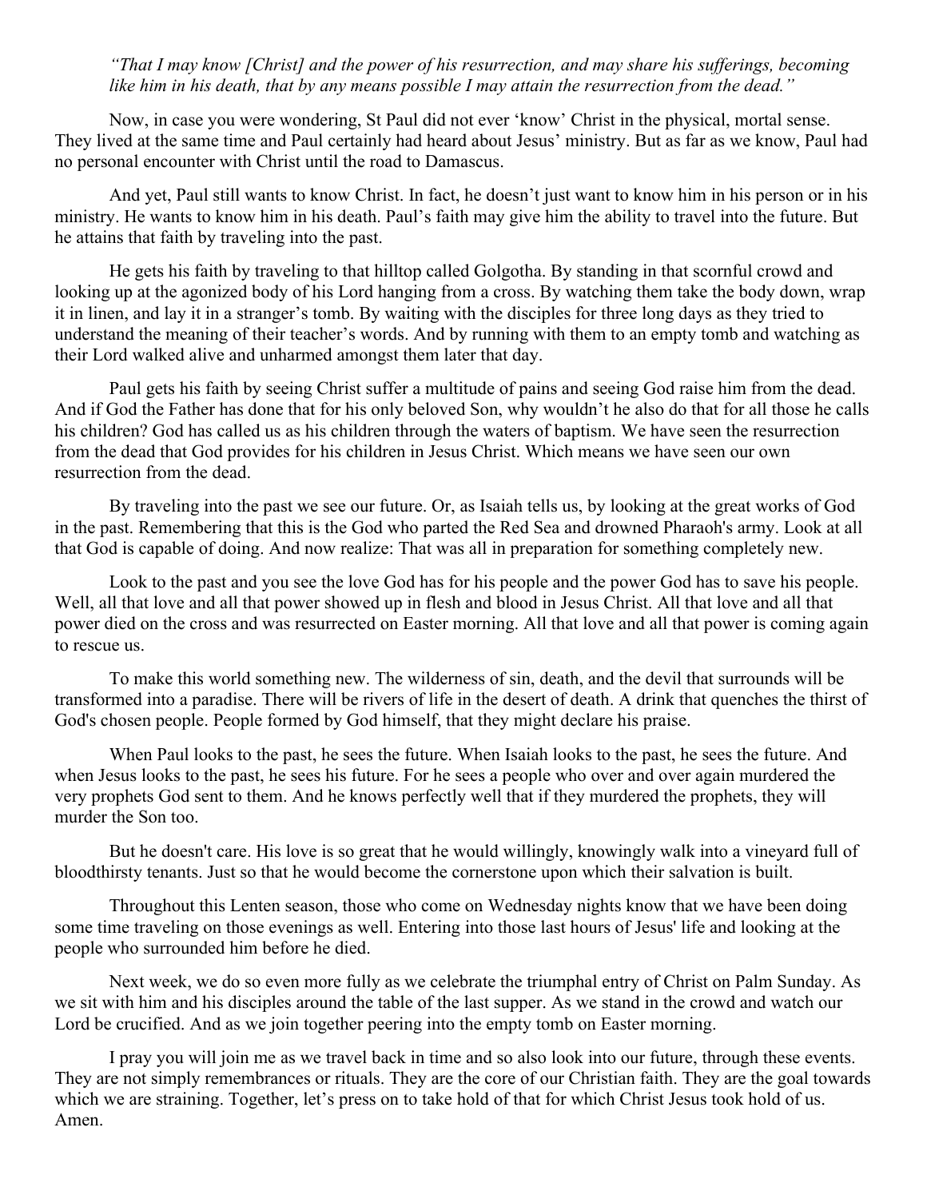*"That I may know [Christ] and the power of his resurrection, and may share his sufferings, becoming like him in his death, that by any means possible I may attain the resurrection from the dead."*

Now, in case you were wondering, St Paul did not ever 'know' Christ in the physical, mortal sense. They lived at the same time and Paul certainly had heard about Jesus' ministry. But as far as we know, Paul had no personal encounter with Christ until the road to Damascus.

And yet, Paul still wants to know Christ. In fact, he doesn't just want to know him in his person or in his ministry. He wants to know him in his death. Paul's faith may give him the ability to travel into the future. But he attains that faith by traveling into the past.

He gets his faith by traveling to that hilltop called Golgotha. By standing in that scornful crowd and looking up at the agonized body of his Lord hanging from a cross. By watching them take the body down, wrap it in linen, and lay it in a stranger's tomb. By waiting with the disciples for three long days as they tried to understand the meaning of their teacher's words. And by running with them to an empty tomb and watching as their Lord walked alive and unharmed amongst them later that day.

Paul gets his faith by seeing Christ suffer a multitude of pains and seeing God raise him from the dead. And if God the Father has done that for his only beloved Son, why wouldn't he also do that for all those he calls his children? God has called us as his children through the waters of baptism. We have seen the resurrection from the dead that God provides for his children in Jesus Christ. Which means we have seen our own resurrection from the dead.

By traveling into the past we see our future. Or, as Isaiah tells us, by looking at the great works of God in the past. Remembering that this is the God who parted the Red Sea and drowned Pharaoh's army. Look at all that God is capable of doing. And now realize: That was all in preparation for something completely new.

Look to the past and you see the love God has for his people and the power God has to save his people. Well, all that love and all that power showed up in flesh and blood in Jesus Christ. All that love and all that power died on the cross and was resurrected on Easter morning. All that love and all that power is coming again to rescue us.

To make this world something new. The wilderness of sin, death, and the devil that surrounds will be transformed into a paradise. There will be rivers of life in the desert of death. A drink that quenches the thirst of God's chosen people. People formed by God himself, that they might declare his praise.

When Paul looks to the past, he sees the future. When Isaiah looks to the past, he sees the future. And when Jesus looks to the past, he sees his future. For he sees a people who over and over again murdered the very prophets God sent to them. And he knows perfectly well that if they murdered the prophets, they will murder the Son too.

But he doesn't care. His love is so great that he would willingly, knowingly walk into a vineyard full of bloodthirsty tenants. Just so that he would become the cornerstone upon which their salvation is built.

Throughout this Lenten season, those who come on Wednesday nights know that we have been doing some time traveling on those evenings as well. Entering into those last hours of Jesus' life and looking at the people who surrounded him before he died.

Next week, we do so even more fully as we celebrate the triumphal entry of Christ on Palm Sunday. As we sit with him and his disciples around the table of the last supper. As we stand in the crowd and watch our Lord be crucified. And as we join together peering into the empty tomb on Easter morning.

I pray you will join me as we travel back in time and so also look into our future, through these events. They are not simply remembrances or rituals. They are the core of our Christian faith. They are the goal towards which we are straining. Together, let's press on to take hold of that for which Christ Jesus took hold of us. Amen.